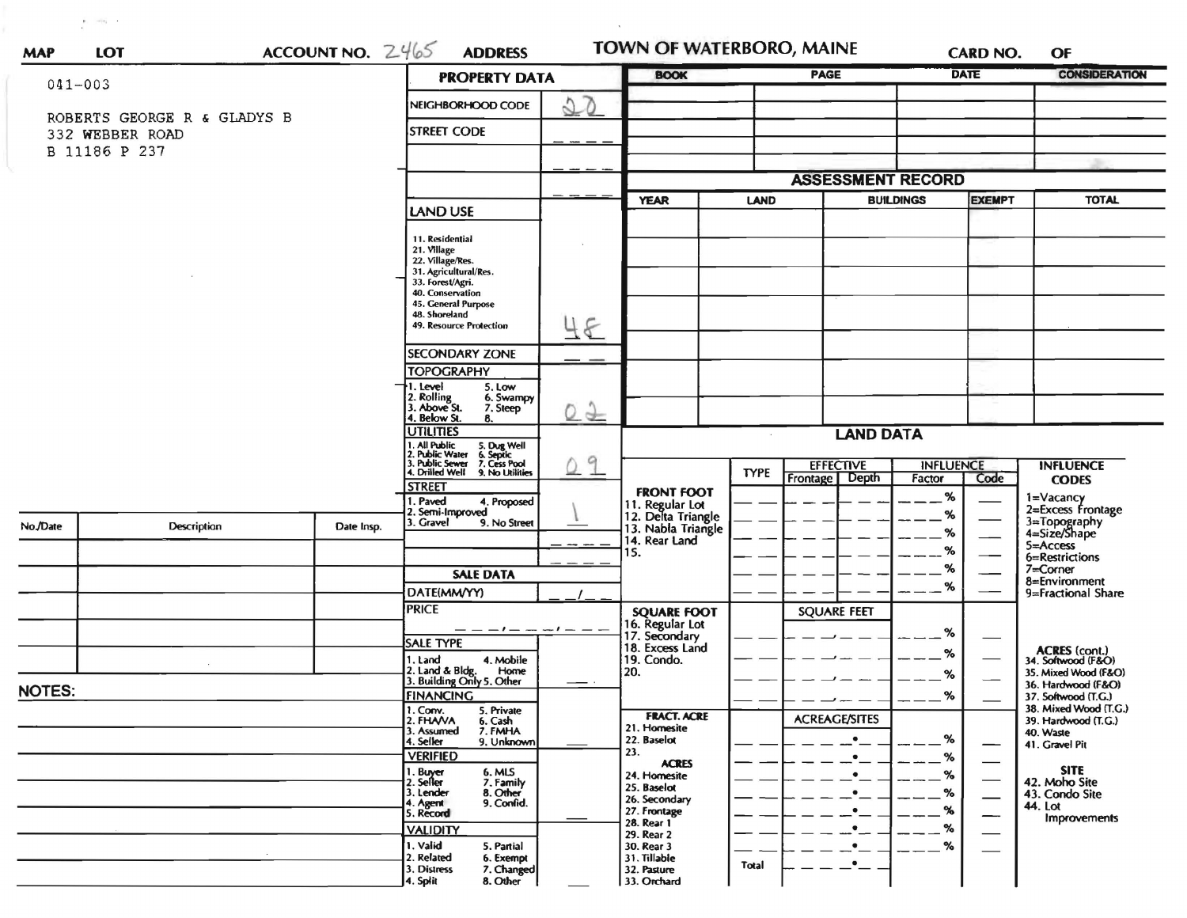MAP LOT ACCOUNT NO. 2465 ADDRESS

# TOWN OF WATERBORO, MAINE

CARD NO. OF

041-003

ROBERTS GEORGE R & GLADYS B
332 WEBBER ROAD
B 11186 P 237

## PROPERTY DATA

| | |
|---|---|
| NEIGHBORHOOD CODE | 20 |
| STREET CODE | |
| LAND USE: 11. Residential, 21. Village, 22. Village/Res., 31. Agricultural/Res., 33. Forest/Agri., 40. Conservation, 45. General Purpose, 48. Shoreland, 49. Resource Protection | 48 |
| SECONDARY ZONE | |
| TOPOGRAPHY: 1. Level, 2. Rolling, 3. Above St., 4. Below St., 5. Low, 6. Swampy, 7. Steep, 8. | 02 |
| UTILITIES: 1. All Public, 2. Public Water, 3. Public Sewer, 4. Drilled Well, 5. Dug Well, 6. Septic, 7. Cess Pool, 9. No Utilities | 09 |
| STREET: 1. Paved, 2. Semi-Improved, 3. Gravel, 4. Proposed, 9. No Street | 1 |

## SALE DATA

| | |
|---|---|
| DATE(MM/YY) | |
| PRICE | |
| SALE TYPE: 1. Land, 2. Land & Bldg., 3. Building Only, 4. Mobile Home, 5. Other | |
| FINANCING: 1. Conv., 2. FHA/VA, 3. Assumed, 4. Seller, 5. Private, 6. Cash, 7. FMHA, 9. Unknown | |
| VERIFIED: 1. Buyer, 2. Seller, 3. Lender, 4. Agent, 5. Record, 6. MLS, 7. Family, 8. Other, 9. Confid. | |
| VALIDITY: 1. Valid, 2. Related, 3. Distress, 4. Split, 5. Partial, 6. Exempt, 7. Changed, 8. Other | |

| BOOK | PAGE | DATE | CONSIDERATION |
|---|---|---|---|
| | | | |

## ASSESSMENT RECORD

| YEAR | LAND | BUILDINGS | EXEMPT | TOTAL |
|---|---|---|---|---|
| | | | | |

## LAND DATA

| | TYPE | EFFECTIVE Frontage | Depth | INFLUENCE Factor | Code |
|---|---|---|---|---|---|
| FRONT FOOT: 11. Regular Lot, 12. Delta Triangle, 13. Nabla Triangle, 14. Rear Land, 15. | | | | % | |
| SQUARE FOOT: 16. Regular Lot, 17. Secondary, 18. Excess Land, 19. Condo., 20. | | SQUARE FEET | | % | |
| FRACT. ACRE: 21. Homesite, 22. Baselot, 23. | | ACREAGE/SITES | | % | |
| ACRES: 24. Homesite, 25. Baselot, 26. Secondary, 27. Frontage, 28. Rear 1, 29. Rear 2, 30. Rear 3, 31. Tillable, 32. Pasture, 33. Orchard | Total | | | % | |

INFLUENCE CODES: 1=Vacancy, 2=Excess Frontage, 3=Topography, 4=Size/Shape, 5=Access, 6=Restrictions, 7=Corner, 8=Environment, 9=Fractional Share

ACRES (cont.): 34. Softwood (F&O), 35. Mixed Wood (F&O), 36. Hardwood (F&O), 37. Softwood (T.G.), 38. Mixed Wood (T.G.), 39. Hardwood (T.G.), 40. Waste, 41. Gravel Pit

SITE: 42. Moho Site, 43. Condo Site, 44. Lot Improvements

| No./Date | Description | Date Insp. |
|---|---|---|
| | | |

NOTES: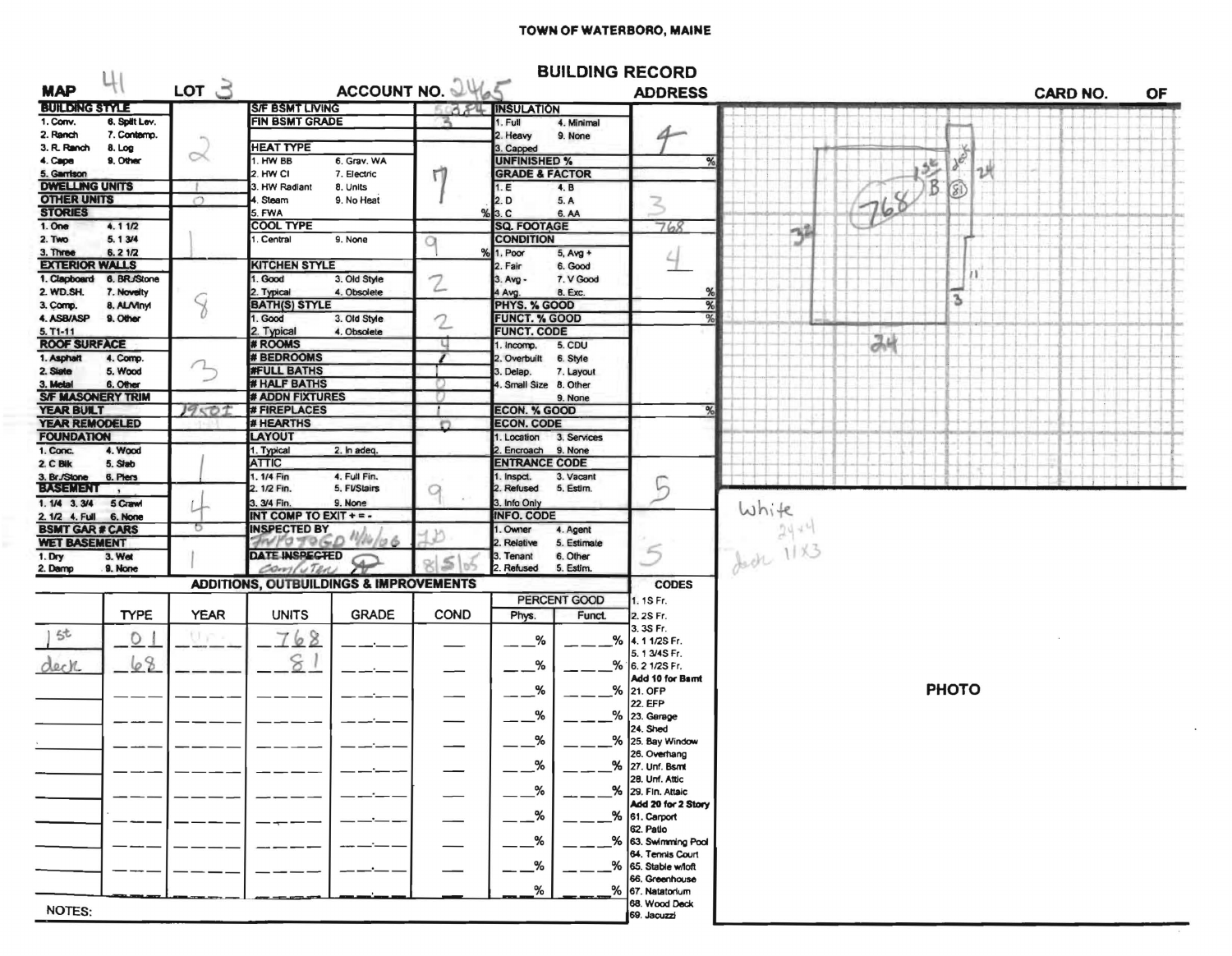TOWN OF WATERBORO, MAINE

# BUILDING RECORD

**MAP** 41 **LOT** 3 **ACCOUNT NO.** 2465 **ADDRESS** **CARD NO.** **OF**

| | | | | | |
|---|---|---|---|---|---|
| **BUILDING STYLE**<br>1. Conv. 6. Split Lev.<br>2. Ranch 7. Contemp.<br>3. R. Ranch 8. Log<br>4. Cape 9. Other<br>5. Garrison | 2 | **S/F BSMT LIVING** | 503.84 | **INSULATION**<br>1. Full 4. Minimal<br>2. Heavy 9. None<br>3. Capped | 4 |
| | | **FIN BSMT GRADE** | 3 | | |
| **DWELLING UNITS** | 1 | **HEAT TYPE**<br>1. HW BB 6. Grav. WA<br>2. HW CI 7. Electric<br>3. HW Radiant 8. Units<br>4. Steam 9. No Heat<br>5. FWA | 7 % | **UNFINISHED %** | % |
| **OTHER UNITS** | 0 | | | **GRADE & FACTOR**<br>1. E 4. B<br>2. D 5. A<br>3. C 6. AA | 3 |
| **STORIES**<br>1. One 4. 1 1/2<br>2. Two 5. 1 3/4<br>3. Three 6. 2 1/2 | 1 | **COOL TYPE**<br>1. Central 9. None | 9 % | **SQ. FOOTAGE** | 768 |
| | | | | **CONDITION**<br>1. Poor 5. Avg +<br>2. Fair 6. Good<br>3. Avg - 7. V Good<br>4. Avg. 8. Exc. | 4 |
| **EXTERIOR WALLS**<br>1. Clapboard 6. BR./Stone<br>2. WD.SH. 7. Novelty<br>3. Comp. 8. AL/Vinyl<br>4. ASB/ASP 9. Other<br>5. T1-11 | 8 | **KITCHEN STYLE**<br>1. Good 3. Old Style<br>2. Typical 4. Obsolete | 2 | | % |
| | | **BATH(S) STYLE**<br>1. Good 3. Old Style<br>2. Typical 4. Obsolete | 2 | **PHYS. % GOOD** | % |
| | | | | **FUNCT. % GOOD** | % |
| **ROOF SURFACE**<br>1. Asphalt 4. Comp.<br>2. Slate 5. Wood<br>3. Metal 6. Other | 3 | **# ROOMS** | 4 | **FUNCT. CODE**<br>1. Incomp. 5. CDU<br>2. Overbuilt 6. Style<br>3. Delap. 7. Layout<br>4. Small Size 8. Other<br>9. None | |
| | | **# BEDROOMS** | 1 | | |
| | | **#FULL BATHS** | 1 | | |
| | | **# HALF BATHS** | 0 | | |
| **S/F MASONERY TRIM** | | **# ADDN FIXTURES** | 0 | | |
| **YEAR BUILT** | 1950± | **# FIREPLACES** | 1 | **ECON. % GOOD** | % |
| **YEAR REMODELED** | | **# HEARTHS** | 0 | **ECON. CODE**<br>1. Location 3. Services<br>2. Encroach 9. None | |
| **FOUNDATION**<br>1. Conc. 4. Wood<br>2. C Blk 5. Slab<br>3. Br./Stone 6. Piers | 1 | **LAYOUT**<br>1. Typical 2. In adeq. | | | |
| **BASEMENT**<br>1. 1/4 3. 3/4 5 Crawl<br>2. 1/2 4. Full 6. None | 4 | **ATTIC**<br>1. 1/4 Fin 4. Full Fin.<br>2. 1/2 Fin. 5. Fl/Stairs<br>3. 3/4 Fin. 9. None | 9 | **ENTRANCE CODE**<br>1. Inspct. 3. Vacant<br>2. Refused 5. Estim.<br>3. Info Only | 5 |
| **BSMT GAR # CARS** | 0 | **INT COMP TO EXIT + = -** | | **INFO. CODE**<br>1. Owner 4. Agent<br>2. Relative 5. Estimate<br>3. Tenant 6. Other<br>2. Refused 5. Estim. | 5 |
| **WET BASEMENT**<br>1. Dry 3. Wet<br>2. Damp 9. None | 1 | **INSPECTED BY** photo GD 4/10/06 | JD | | |
| | | **DATE INSPECTED** computer | 8/5/05 | | |

Sketch: 768; 1st B (81) deck; 32; 24; 24; 11; 3

White
24×4
deck 11×3

PHOTO

## ADDITIONS, OUTBUILDINGS & IMPROVEMENTS

| | TYPE | YEAR | UNITS | GRADE | COND | PERCENT GOOD Phys. | Funct. |
|---|---|---|---|---|---|---|---|
| 1st | 01 | | 768 | | | % | % |
| deck | 68 | | 81 | | | % | % |
| | | | | | | % | % |
| | | | | | | % | % |
| | | | | | | % | % |
| | | | | | | % | % |
| | | | | | | % | % |
| | | | | | | % | % |
| | | | | | | % | % |
| | | | | | | % | % |
| | | | | | | % | % |

**CODES**
1. 1S Fr.
2. 2S Fr.
3. 3S Fr.
4. 1 1/2S Fr.
5. 1 3/4S Fr.
6. 2 1/2S Fr.
Add 10 for Bsmt
21. OFP
22. EFP
23. Garage
24. Shed
25. Bay Window
26. Overhang
27. Unf. Bsmt
28. Unf. Attic
29. Fin. Attaic
Add 20 for 2 Story
61. Carport
62. Patio
63. Swimming Pool
64. Tennis Court
65. Stable w/loft
66. Greenhouse
67. Natatorium
68. Wood Deck
69. Jacuzzi

NOTES: